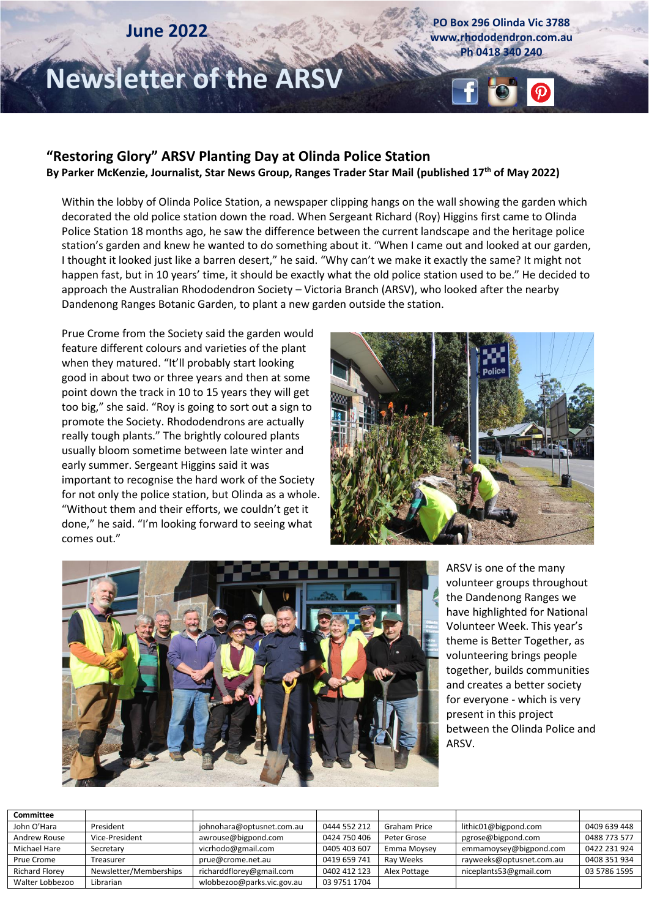June 2022

# Newsletter of the ARSV

PO Box 296 Olinda Vic 3788
www.rhododendron.com.au
Ph 0418 340 240

## "Restoring Glory" ARSV Planting Day at Olinda Police Station

**By Parker McKenzie, Journalist, Star News Group, Ranges Trader Star Mail (published 17th of May 2022)**

Within the lobby of Olinda Police Station, a newspaper clipping hangs on the wall showing the garden which decorated the old police station down the road. When Sergeant Richard (Roy) Higgins first came to Olinda Police Station 18 months ago, he saw the difference between the current landscape and the heritage police station's garden and knew he wanted to do something about it. "When I came out and looked at our garden, I thought it looked just like a barren desert," he said. "Why can't we make it exactly the same? It might not happen fast, but in 10 years' time, it should be exactly what the old police station used to be." He decided to approach the Australian Rhododendron Society – Victoria Branch (ARSV), who looked after the nearby Dandenong Ranges Botanic Garden, to plant a new garden outside the station.

Prue Crome from the Society said the garden would feature different colours and varieties of the plant when they matured. "It'll probably start looking good in about two or three years and then at some point down the track in 10 to 15 years they will get too big," she said. "Roy is going to sort out a sign to promote the Society. Rhododendrons are actually really tough plants." The brightly coloured plants usually bloom sometime between late winter and early summer. Sergeant Higgins said it was important to recognise the hard work of the Society for not only the police station, but Olinda as a whole. "Without them and their efforts, we couldn't get it done," he said. "I'm looking forward to seeing what comes out."

ARSV is one of the many volunteer groups throughout the Dandenong Ranges we have highlighted for National Volunteer Week. This year's theme is Better Together, as volunteering brings people together, builds communities and creates a better society for everyone - which is very present in this project between the Olinda Police and ARSV.

| Committee | | | | | | |
|---|---|---|---|---|---|---|
| John O'Hara | President | johnohara@optusnet.com.au | 0444 552 212 | Graham Price | lithic01@bigpond.com | 0409 639 448 |
| Andrew Rouse | Vice-President | awrouse@bigpond.com | 0424 750 406 | Peter Grose | pgrose@bigpond.com | 0488 773 577 |
| Michael Hare | Secretary | vicrhodo@gmail.com | 0405 403 607 | Emma Moysey | emmamoysey@bigpond.com | 0422 231 924 |
| Prue Crome | Treasurer | prue@crome.net.au | 0419 659 741 | Ray Weeks | rayweeks@optusnet.com.au | 0408 351 934 |
| Richard Florey | Newsletter/Memberships | richarddflorey@gmail.com | 0402 412 123 | Alex Pottage | niceplants53@gmail.com | 03 5786 1595 |
| Walter Lobbezoo | Librarian | wlobbezoo@parks.vic.gov.au | 03 9751 1704 | | | |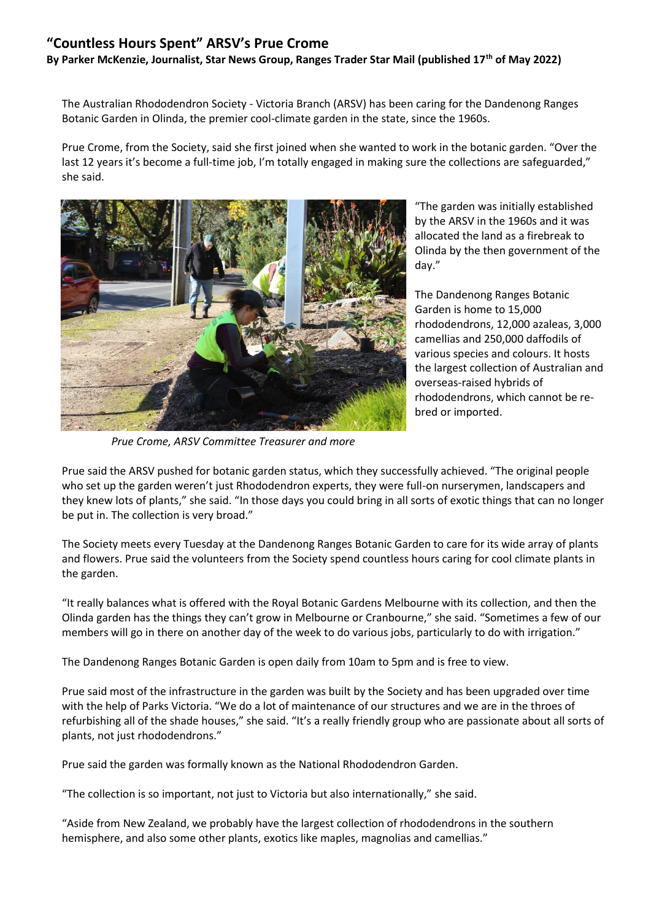## "Countless Hours Spent" ARSV's Prue Crome

**By Parker McKenzie, Journalist, Star News Group, Ranges Trader Star Mail (published 17th of May 2022)**

The Australian Rhododendron Society - Victoria Branch (ARSV) has been caring for the Dandenong Ranges Botanic Garden in Olinda, the premier cool-climate garden in the state, since the 1960s.

Prue Crome, from the Society, said she first joined when she wanted to work in the botanic garden. "Over the last 12 years it's become a full-time job, I'm totally engaged in making sure the collections are safeguarded," she said.

"The garden was initially established by the ARSV in the 1960s and it was allocated the land as a firebreak to Olinda by the then government of the day."

The Dandenong Ranges Botanic Garden is home to 15,000 rhododendrons, 12,000 azaleas, 3,000 camellias and 250,000 daffodils of various species and colours. It hosts the largest collection of Australian and overseas-raised hybrids of rhododendrons, which cannot be re-bred or imported.

*Prue Crome, ARSV Committee Treasurer and more*

Prue said the ARSV pushed for botanic garden status, which they successfully achieved. "The original people who set up the garden weren't just Rhododendron experts, they were full-on nurserymen, landscapers and they knew lots of plants," she said. "In those days you could bring in all sorts of exotic things that can no longer be put in. The collection is very broad."

The Society meets every Tuesday at the Dandenong Ranges Botanic Garden to care for its wide array of plants and flowers. Prue said the volunteers from the Society spend countless hours caring for cool climate plants in the garden.

"It really balances what is offered with the Royal Botanic Gardens Melbourne with its collection, and then the Olinda garden has the things they can't grow in Melbourne or Cranbourne," she said. "Sometimes a few of our members will go in there on another day of the week to do various jobs, particularly to do with irrigation."

The Dandenong Ranges Botanic Garden is open daily from 10am to 5pm and is free to view.

Prue said most of the infrastructure in the garden was built by the Society and has been upgraded over time with the help of Parks Victoria. "We do a lot of maintenance of our structures and we are in the throes of refurbishing all of the shade houses," she said. "It's a really friendly group who are passionate about all sorts of plants, not just rhododendrons."

Prue said the garden was formally known as the National Rhododendron Garden.

"The collection is so important, not just to Victoria but also internationally," she said.

"Aside from New Zealand, we probably have the largest collection of rhododendrons in the southern hemisphere, and also some other plants, exotics like maples, magnolias and camellias."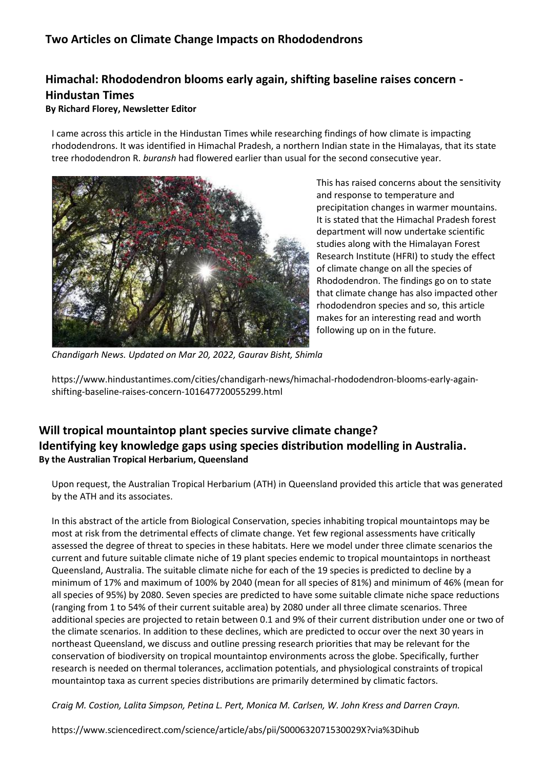## Two Articles on Climate Change Impacts on Rhododendrons

### Himachal: Rhododendron blooms early again, shifting baseline raises concern - Hindustan Times

**By Richard Florey, Newsletter Editor**

I came across this article in the Hindustan Times while researching findings of how climate is impacting rhododendrons. It was identified in Himachal Pradesh, a northern Indian state in the Himalayas, that its state tree rhododendron R. *buransh* had flowered earlier than usual for the second consecutive year.

This has raised concerns about the sensitivity and response to temperature and precipitation changes in warmer mountains. It is stated that the Himachal Pradesh forest department will now undertake scientific studies along with the Himalayan Forest Research Institute (HFRI) to study the effect of climate change on all the species of Rhododendron. The findings go on to state that climate change has also impacted other rhododendron species and so, this article makes for an interesting read and worth following up on in the future.

*Chandigarh News. Updated on Mar 20, 2022, Gaurav Bisht, Shimla*

https://www.hindustantimes.com/cities/chandigarh-news/himachal-rhododendron-blooms-early-again-shifting-baseline-raises-concern-101647720055299.html

### Will tropical mountaintop plant species survive climate change? Identifying key knowledge gaps using species distribution modelling in Australia.

**By the Australian Tropical Herbarium, Queensland**

Upon request, the Australian Tropical Herbarium (ATH) in Queensland provided this article that was generated by the ATH and its associates.

In this abstract of the article from Biological Conservation, species inhabiting tropical mountaintops may be most at risk from the detrimental effects of climate change. Yet few regional assessments have critically assessed the degree of threat to species in these habitats. Here we model under three climate scenarios the current and future suitable climate niche of 19 plant species endemic to tropical mountaintops in northeast Queensland, Australia. The suitable climate niche for each of the 19 species is predicted to decline by a minimum of 17% and maximum of 100% by 2040 (mean for all species of 81%) and minimum of 46% (mean for all species of 95%) by 2080. Seven species are predicted to have some suitable climate niche space reductions (ranging from 1 to 54% of their current suitable area) by 2080 under all three climate scenarios. Three additional species are projected to retain between 0.1 and 9% of their current distribution under one or two of the climate scenarios. In addition to these declines, which are predicted to occur over the next 30 years in northeast Queensland, we discuss and outline pressing research priorities that may be relevant for the conservation of biodiversity on tropical mountaintop environments across the globe. Specifically, further research is needed on thermal tolerances, acclimation potentials, and physiological constraints of tropical mountaintop taxa as current species distributions are primarily determined by climatic factors.

*Craig M. Costion, Lalita Simpson, Petina L. Pert, Monica M. Carlsen, W. John Kress and Darren Crayn.*

https://www.sciencedirect.com/science/article/abs/pii/S000632071530029X?via%3Dihub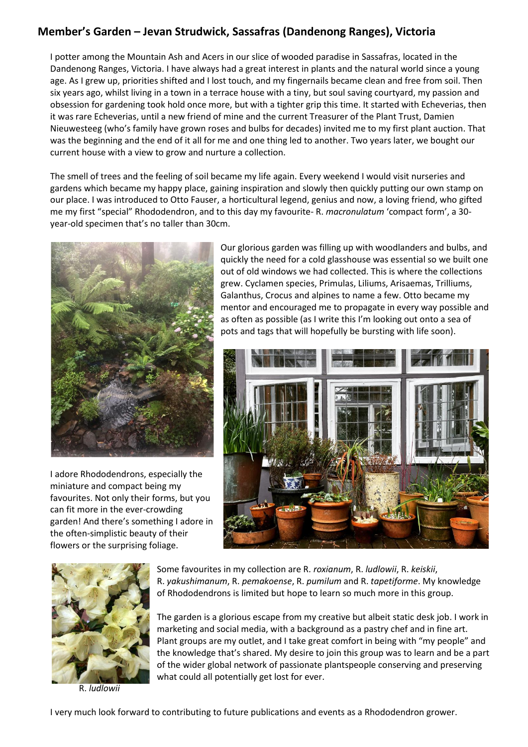## Member's Garden – Jevan Strudwick, Sassafras (Dandenong Ranges), Victoria

I potter among the Mountain Ash and Acers in our slice of wooded paradise in Sassafras, located in the Dandenong Ranges, Victoria. I have always had a great interest in plants and the natural world since a young age. As I grew up, priorities shifted and I lost touch, and my fingernails became clean and free from soil. Then six years ago, whilst living in a town in a terrace house with a tiny, but soul saving courtyard, my passion and obsession for gardening took hold once more, but with a tighter grip this time. It started with Echeverias, then it was rare Echeverias, until a new friend of mine and the current Treasurer of the Plant Trust, Damien Nieuwesteeg (who's family have grown roses and bulbs for decades) invited me to my first plant auction. That was the beginning and the end of it all for me and one thing led to another. Two years later, we bought our current house with a view to grow and nurture a collection.

The smell of trees and the feeling of soil became my life again. Every weekend I would visit nurseries and gardens which became my happy place, gaining inspiration and slowly then quickly putting our own stamp on our place. I was introduced to Otto Fauser, a horticultural legend, genius and now, a loving friend, who gifted me my first "special" Rhododendron, and to this day my favourite- R. *macronulatum* 'compact form', a 30-year-old specimen that's no taller than 30cm.

Our glorious garden was filling up with woodlanders and bulbs, and quickly the need for a cold glasshouse was essential so we built one out of old windows we had collected. This is where the collections grew. Cyclamen species, Primulas, Liliums, Arisaemas, Trilliums, Galanthus, Crocus and alpines to name a few. Otto became my mentor and encouraged me to propagate in every way possible and as often as possible (as I write this I'm looking out onto a sea of pots and tags that will hopefully be bursting with life soon).

I adore Rhododendrons, especially the miniature and compact being my favourites. Not only their forms, but you can fit more in the ever-crowding garden! And there's something I adore in the often-simplistic beauty of their flowers or the surprising foliage.

Some favourites in my collection are R. *roxianum*, R. *ludlowii*, R. *keiskii*, R. *yakushimanum*, R. *pemakoense*, R. *pumilum* and R. *tapetiforme*. My knowledge of Rhododendrons is limited but hope to learn so much more in this group.

The garden is a glorious escape from my creative but albeit static desk job. I work in marketing and social media, with a background as a pastry chef and in fine art. Plant groups are my outlet, and I take great comfort in being with "my people" and the knowledge that's shared. My desire to join this group was to learn and be a part of the wider global network of passionate plantspeople conserving and preserving what could all potentially get lost for ever.

R. *ludlowii*

I very much look forward to contributing to future publications and events as a Rhododendron grower.